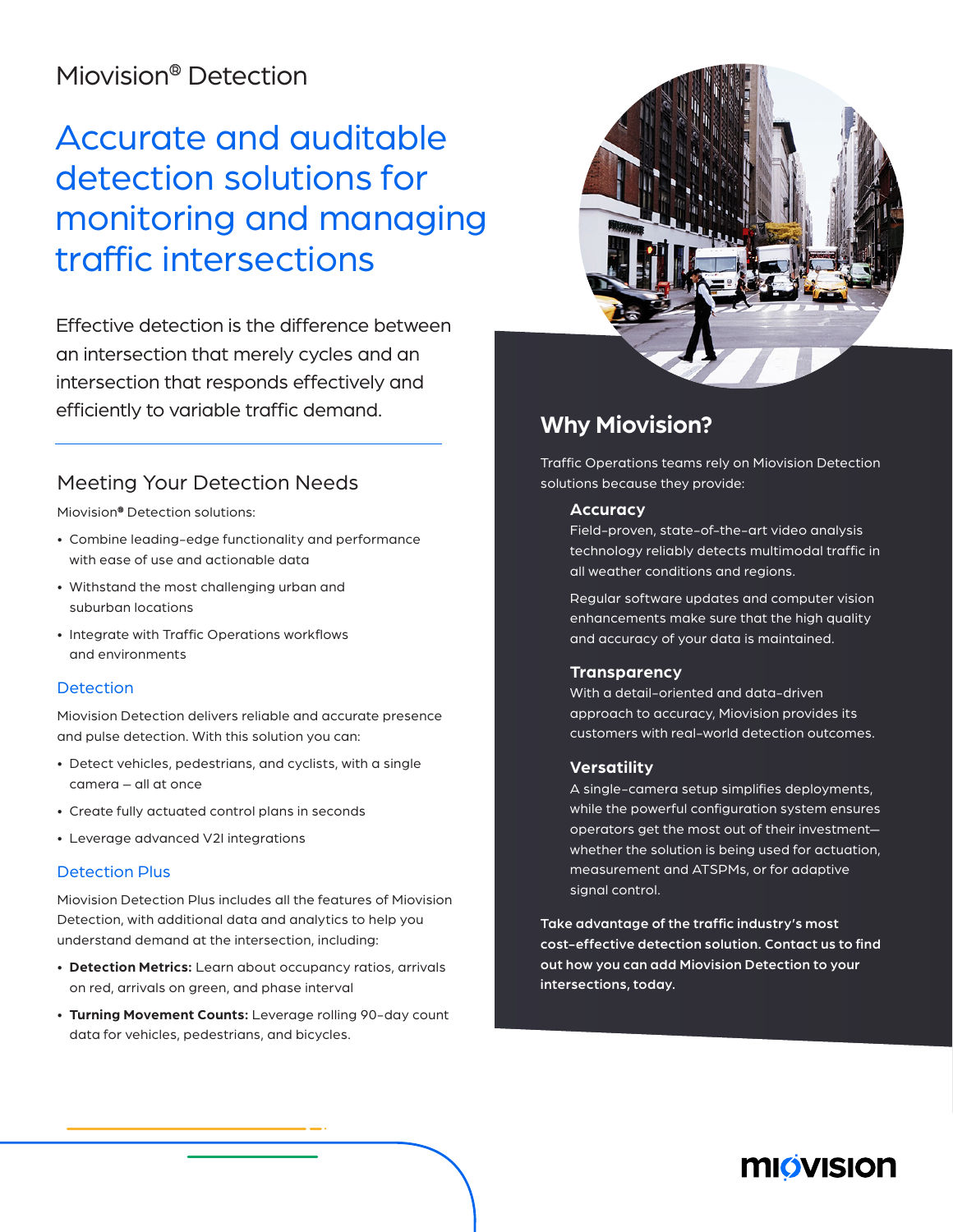Miovision® Detection

# Accurate and auditable detection solutions for monitoring and managing traffic intersections

Effective detection is the difference between an intersection that merely cycles and an intersection that responds effectively and efficiently to variable traffic demand.

## Meeting Your Detection Needs

Miovision® Detection solutions:

- Combine leading-edge functionality and performance with ease of use and actionable data
- Withstand the most challenging urban and suburban locations
- Integrate with Traffic Operations workflows and environments

### Detection

Miovision Detection delivers reliable and accurate presence and pulse detection. With this solution you can:

- Detect vehicles, pedestrians, and cyclists, with a single camera – all at once
- Create fully actuated control plans in seconds
- Leverage advanced V2I integrations

### Detection Plus

Miovision Detection Plus includes all the features of Miovision Detection, with additional data and analytics to help you understand demand at the intersection, including:

- **Detection Metrics:** Learn about occupancy ratios, arrivals on red, arrivals on green, and phase interval
- **Turning Movement Counts:** Leverage rolling 90-day count data for vehicles, pedestrians, and bicycles.

## Why Miovision?

Traffic Operations teams rely on Miovision Detection solutions because they provide:

### Accuracy

Field-proven, state-of-the-art video analysis technology reliably detects multimodal traffic in all weather conditions and regions.

Regular software updates and computer vision enhancements make sure that the high quality and accuracy of your data is maintained.

### Transparency

With a detail-oriented and data-driven approach to accuracy, Miovision provides its customers with real-world detection outcomes.

### Versatility

A single-camera setup simplifies deployments, while the powerful configuration system ensures operators get the most out of their investment—whether the solution is being used for actuation, measurement and ATSPMs, or for adaptive signal control.

**Take advantage of the traffic industry's most cost-effective detection solution. Contact us to find out how you can add Miovision Detection to your intersections, today.**

miovision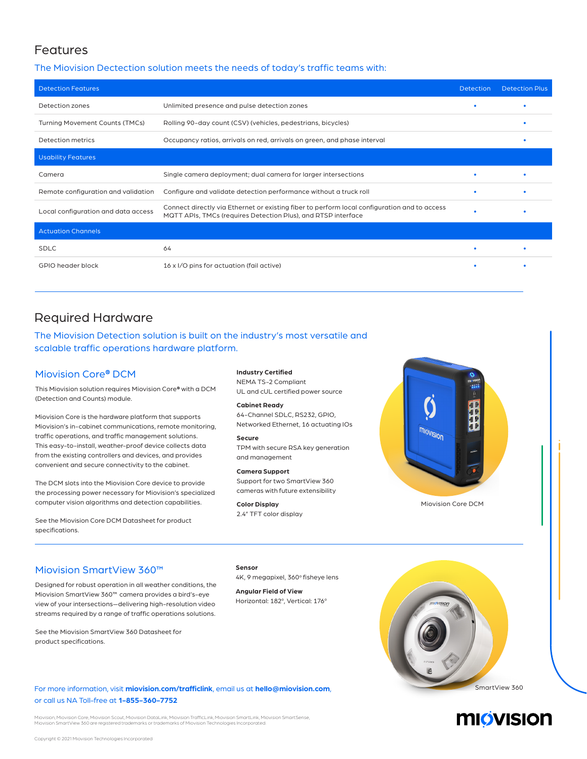# Features

The Miovision Dectection solution meets the needs of today's traffic teams with:

| Detection Features | | Detection | Detection Plus |
|---|---|---|---|
| Detection zones | Unlimited presence and pulse detection zones | • | • |
| Turning Movement Counts (TMCs) | Rolling 90-day count (CSV) (vehicles, pedestrians, bicycles) | | • |
| Detection metrics | Occupancy ratios, arrivals on red, arrivals on green, and phase interval | | • |
| **Usability Features** | | | |
| Camera | Single camera deployment; dual camera for larger intersections | • | • |
| Remote configuration and validation | Configure and validate detection performance without a truck roll | • | • |
| Local configuration and data access | Connect directly via Ethernet or existing fiber to perform local configuration and to access MQTT APIs, TMCs (requires Detection Plus), and RTSP interface | • | • |
| **Actuation Channels** | | | |
| SDLC | 64 | • | • |
| GPIO header block | 16 x I/O pins for actuation (fail active) | • | • |

# Required Hardware

The Miovision Detection solution is built on the industry's most versatile and scalable traffic operations hardware platform.

## Miovision Core® DCM

This Miovision solution requires Miovision Core® with a DCM (Detection and Counts) module.

Miovision Core is the hardware platform that supports Miovision's in-cabinet communications, remote monitoring, traffic operations, and traffic management solutions. This easy-to-install, weather-proof device collects data from the existing controllers and devices, and provides convenient and secure connectivity to the cabinet.

The DCM slots into the Miovision Core device to provide the processing power necessary for Miovision's specialized computer vision algorithms and detection capabilities.

See the Miovision Core DCM Datasheet for product specifications.

**Industry Certified**
NEMA TS-2 Compliant
UL and cUL certified power source

**Cabinet Ready**
64-Channel SDLC, RS232, GPIO, Networked Ethernet, 16 actuating IOs

**Secure**
TPM with secure RSA key generation and management

**Camera Support**
Support for two SmartView 360 cameras with future extensibility

**Color Display**
2.4" TFT color display

Miovision Core DCM

## Miovision SmartView 360™

Designed for robust operation in all weather conditions, the Miovision SmartView 360™ camera provides a bird's-eye view of your intersections—delivering high-resolution video streams required by a range of traffic operations solutions.

See the Miovision SmartView 360 Datasheet for product specifications.

**Sensor**
4K, 9 megapixel, 360° fisheye lens

**Angular Field of View**
Horizontal: 182°, Vertical: 176°

SmartView 360

For more information, visit **miovision.com/trafficlink**, email us at **hello@miovision.com**, or call us NA Toll-free at **1-855-360-7752**

Miovision, Miovision Core, Miovision Scout, Miovision DataLink, Miovision TrafficLink, Miovision SmartLink, Miovision SmartSense, Miovision SmartView 360 are registered trademarks or trademarks of Miovision Technologies Incorporated.

Copyright © 2021 Miovision Technologies Incorporated